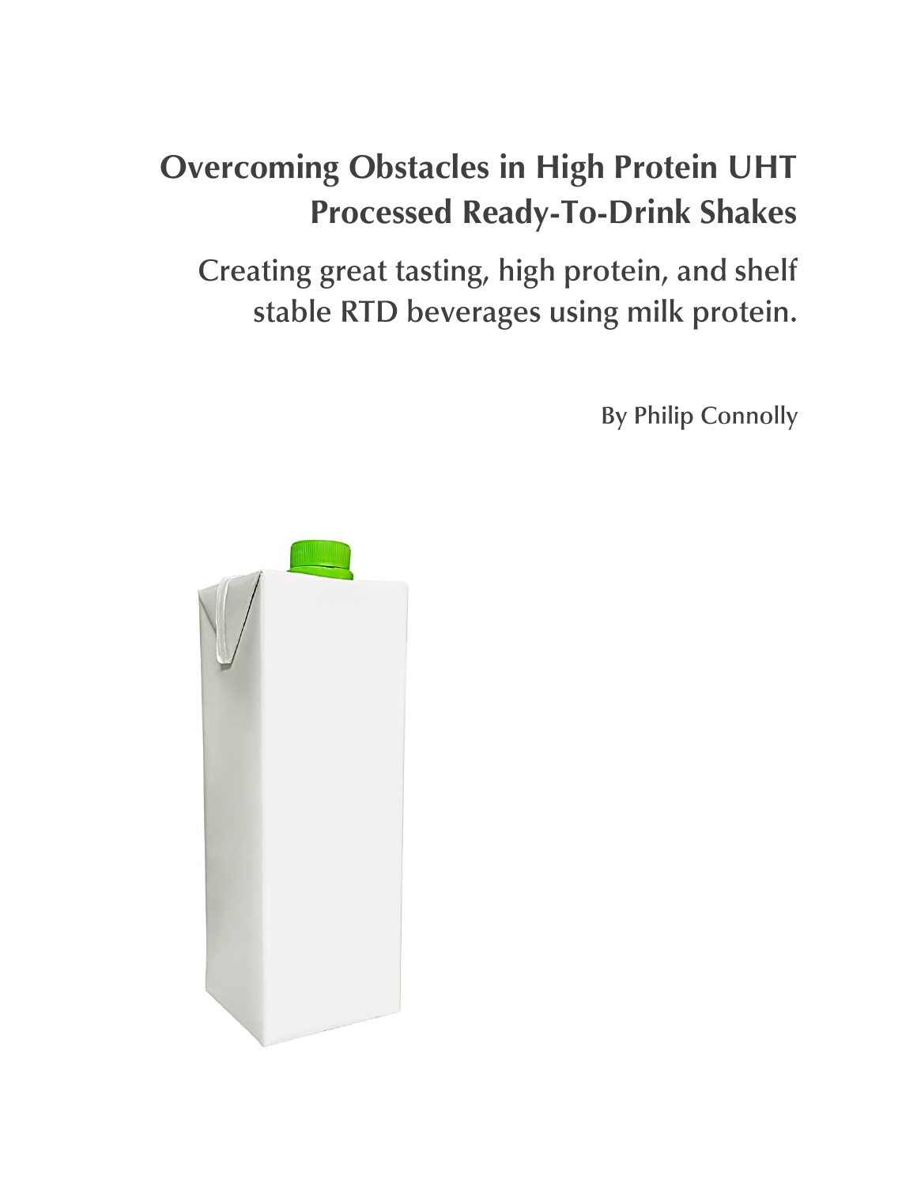# Overcoming Obstacles in High Protein UHT Processed Ready-To-Drink Shakes

## Creating great tasting, high protein, and shelf stable RTD beverages using milk protein.

By Philip Connolly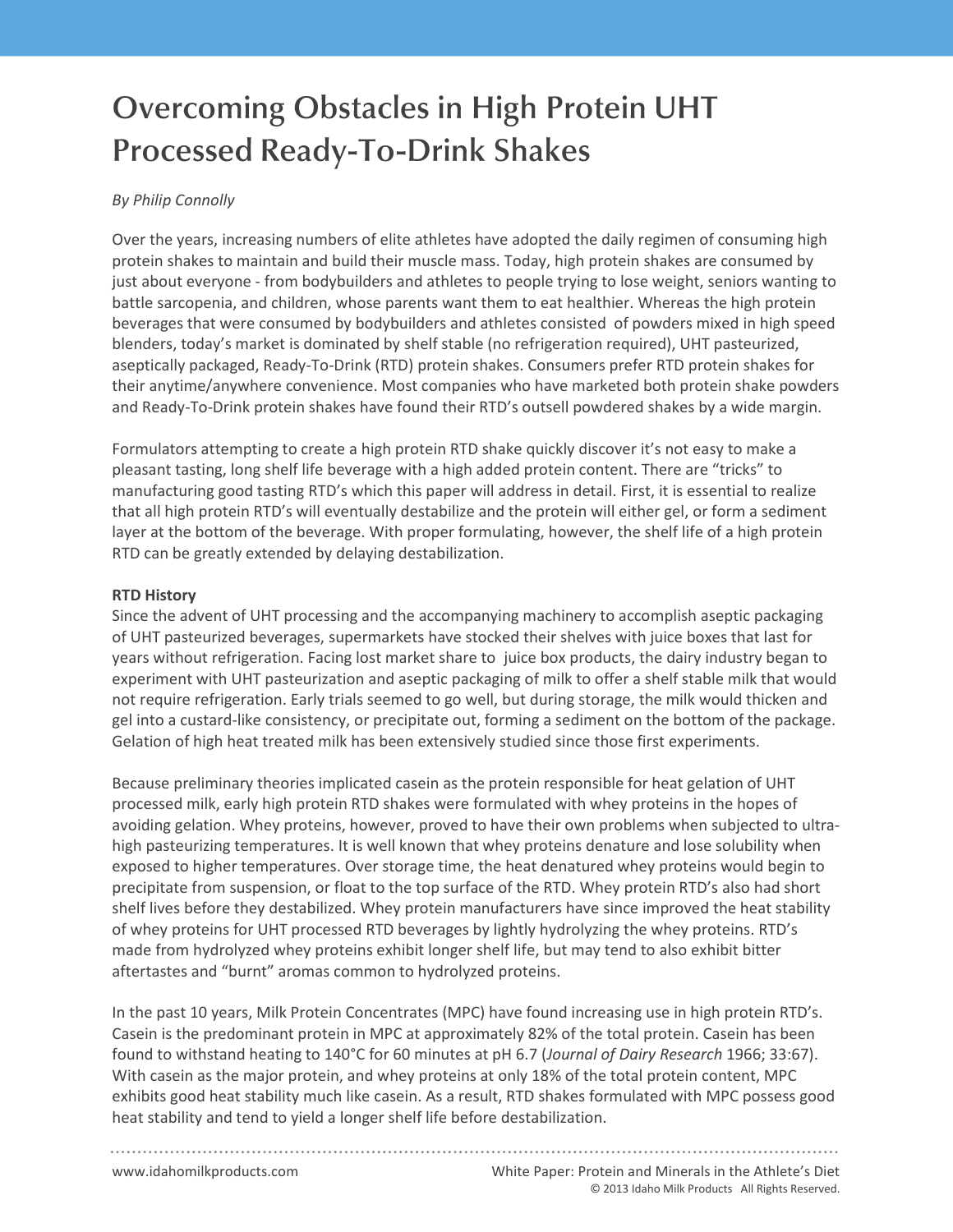# Overcoming Obstacles in High Protein UHT Processed Ready-To-Drink Shakes

*By Philip Connolly*

Over the years, increasing numbers of elite athletes have adopted the daily regimen of consuming high protein shakes to maintain and build their muscle mass. Today, high protein shakes are consumed by just about everyone - from bodybuilders and athletes to people trying to lose weight, seniors wanting to battle sarcopenia, and children, whose parents want them to eat healthier. Whereas the high protein beverages that were consumed by bodybuilders and athletes consisted of powders mixed in high speed blenders, today's market is dominated by shelf stable (no refrigeration required), UHT pasteurized, aseptically packaged, Ready-To-Drink (RTD) protein shakes. Consumers prefer RTD protein shakes for their anytime/anywhere convenience. Most companies who have marketed both protein shake powders and Ready-To-Drink protein shakes have found their RTD's outsell powdered shakes by a wide margin.

Formulators attempting to create a high protein RTD shake quickly discover it's not easy to make a pleasant tasting, long shelf life beverage with a high added protein content. There are "tricks" to manufacturing good tasting RTD's which this paper will address in detail. First, it is essential to realize that all high protein RTD's will eventually destabilize and the protein will either gel, or form a sediment layer at the bottom of the beverage. With proper formulating, however, the shelf life of a high protein RTD can be greatly extended by delaying destabilization.

**RTD History**

Since the advent of UHT processing and the accompanying machinery to accomplish aseptic packaging of UHT pasteurized beverages, supermarkets have stocked their shelves with juice boxes that last for years without refrigeration. Facing lost market share to juice box products, the dairy industry began to experiment with UHT pasteurization and aseptic packaging of milk to offer a shelf stable milk that would not require refrigeration. Early trials seemed to go well, but during storage, the milk would thicken and gel into a custard-like consistency, or precipitate out, forming a sediment on the bottom of the package. Gelation of high heat treated milk has been extensively studied since those first experiments.

Because preliminary theories implicated casein as the protein responsible for heat gelation of UHT processed milk, early high protein RTD shakes were formulated with whey proteins in the hopes of avoiding gelation. Whey proteins, however, proved to have their own problems when subjected to ultra-high pasteurizing temperatures. It is well known that whey proteins denature and lose solubility when exposed to higher temperatures. Over storage time, the heat denatured whey proteins would begin to precipitate from suspension, or float to the top surface of the RTD. Whey protein RTD's also had short shelf lives before they destabilized. Whey protein manufacturers have since improved the heat stability of whey proteins for UHT processed RTD beverages by lightly hydrolyzing the whey proteins. RTD's made from hydrolyzed whey proteins exhibit longer shelf life, but may tend to also exhibit bitter aftertastes and "burnt" aromas common to hydrolyzed proteins.

In the past 10 years, Milk Protein Concentrates (MPC) have found increasing use in high protein RTD's. Casein is the predominant protein in MPC at approximately 82% of the total protein. Casein has been found to withstand heating to 140˚C for 60 minutes at pH 6.7 (*Journal of Dairy Research* 1966; 33:67). With casein as the major protein, and whey proteins at only 18% of the total protein content, MPC exhibits good heat stability much like casein. As a result, RTD shakes formulated with MPC possess good heat stability and tend to yield a longer shelf life before destabilization.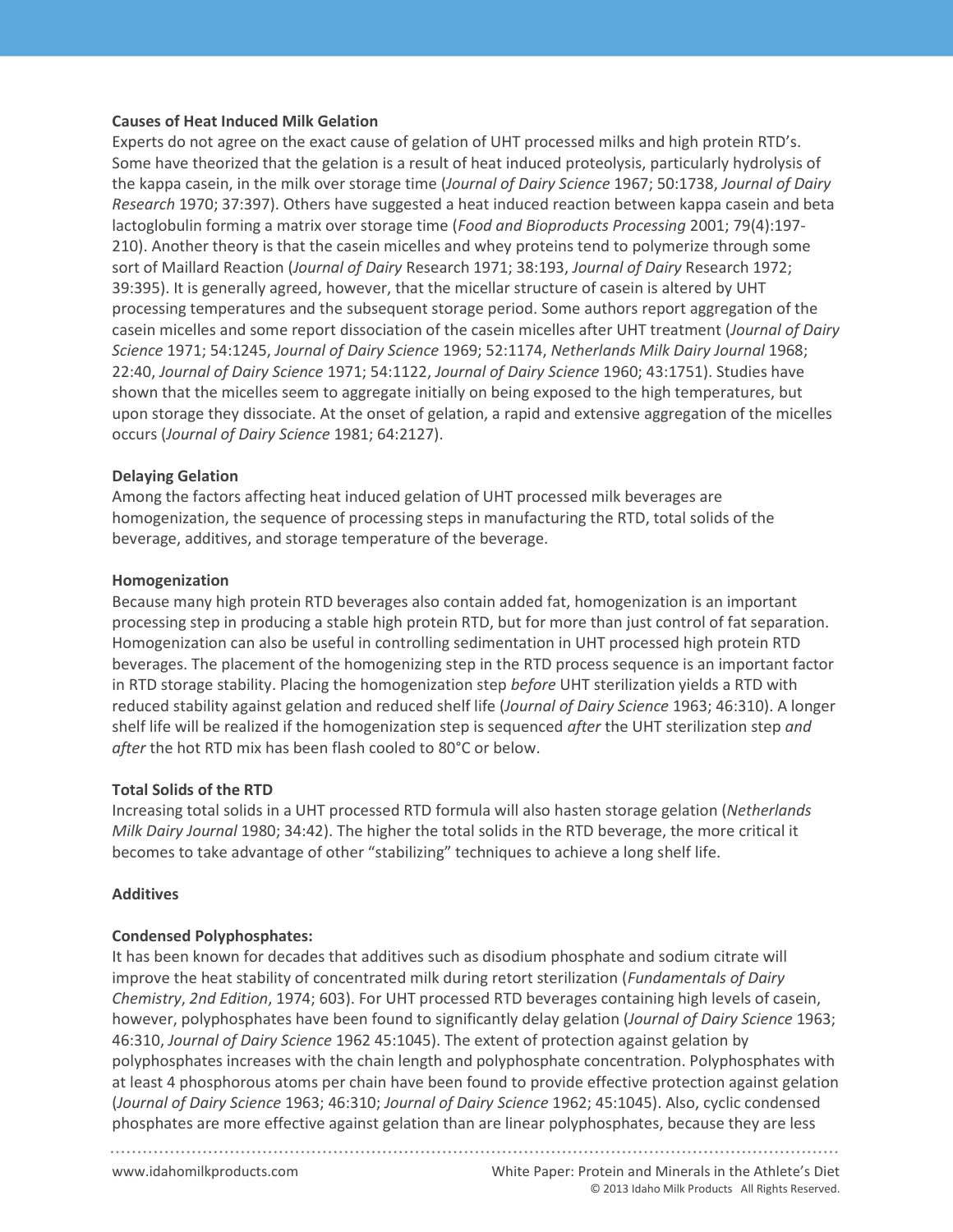### Causes of Heat Induced Milk Gelation

Experts do not agree on the exact cause of gelation of UHT processed milks and high protein RTD's. Some have theorized that the gelation is a result of heat induced proteolysis, particularly hydrolysis of the kappa casein, in the milk over storage time (*Journal of Dairy Science* 1967; 50:1738, *Journal of Dairy Research* 1970; 37:397). Others have suggested a heat induced reaction between kappa casein and beta lactoglobulin forming a matrix over storage time (*Food and Bioproducts Processing* 2001; 79(4):197-210). Another theory is that the casein micelles and whey proteins tend to polymerize through some sort of Maillard Reaction (*Journal of Dairy* Research 1971; 38:193, *Journal of Dairy* Research 1972; 39:395). It is generally agreed, however, that the micellar structure of casein is altered by UHT processing temperatures and the subsequent storage period. Some authors report aggregation of the casein micelles and some report dissociation of the casein micelles after UHT treatment (*Journal of Dairy Science* 1971; 54:1245, *Journal of Dairy Science* 1969; 52:1174, *Netherlands Milk Dairy Journal* 1968; 22:40, *Journal of Dairy Science* 1971; 54:1122, *Journal of Dairy Science* 1960; 43:1751). Studies have shown that the micelles seem to aggregate initially on being exposed to the high temperatures, but upon storage they dissociate. At the onset of gelation, a rapid and extensive aggregation of the micelles occurs (*Journal of Dairy Science* 1981; 64:2127).

### Delaying Gelation

Among the factors affecting heat induced gelation of UHT processed milk beverages are homogenization, the sequence of processing steps in manufacturing the RTD, total solids of the beverage, additives, and storage temperature of the beverage.

### Homogenization

Because many high protein RTD beverages also contain added fat, homogenization is an important processing step in producing a stable high protein RTD, but for more than just control of fat separation. Homogenization can also be useful in controlling sedimentation in UHT processed high protein RTD beverages. The placement of the homogenizing step in the RTD process sequence is an important factor in RTD storage stability. Placing the homogenization step *before* UHT sterilization yields a RTD with reduced stability against gelation and reduced shelf life (*Journal of Dairy Science* 1963; 46:310). A longer shelf life will be realized if the homogenization step is sequenced *after* the UHT sterilization step *and after* the hot RTD mix has been flash cooled to 80°C or below.

### Total Solids of the RTD

Increasing total solids in a UHT processed RTD formula will also hasten storage gelation (*Netherlands Milk Dairy Journal* 1980; 34:42). The higher the total solids in the RTD beverage, the more critical it becomes to take advantage of other "stabilizing" techniques to achieve a long shelf life.

### Additives

#### Condensed Polyphosphates:

It has been known for decades that additives such as disodium phosphate and sodium citrate will improve the heat stability of concentrated milk during retort sterilization (*Fundamentals of Dairy Chemistry*, *2nd Edition*, 1974; 603). For UHT processed RTD beverages containing high levels of casein, however, polyphosphates have been found to significantly delay gelation (*Journal of Dairy Science* 1963; 46:310, *Journal of Dairy Science* 1962 45:1045). The extent of protection against gelation by polyphosphates increases with the chain length and polyphosphate concentration. Polyphosphates with at least 4 phosphorous atoms per chain have been found to provide effective protection against gelation (*Journal of Dairy Science* 1963; 46:310; *Journal of Dairy Science* 1962; 45:1045). Also, cyclic condensed phosphates are more effective against gelation than are linear polyphosphates, because they are less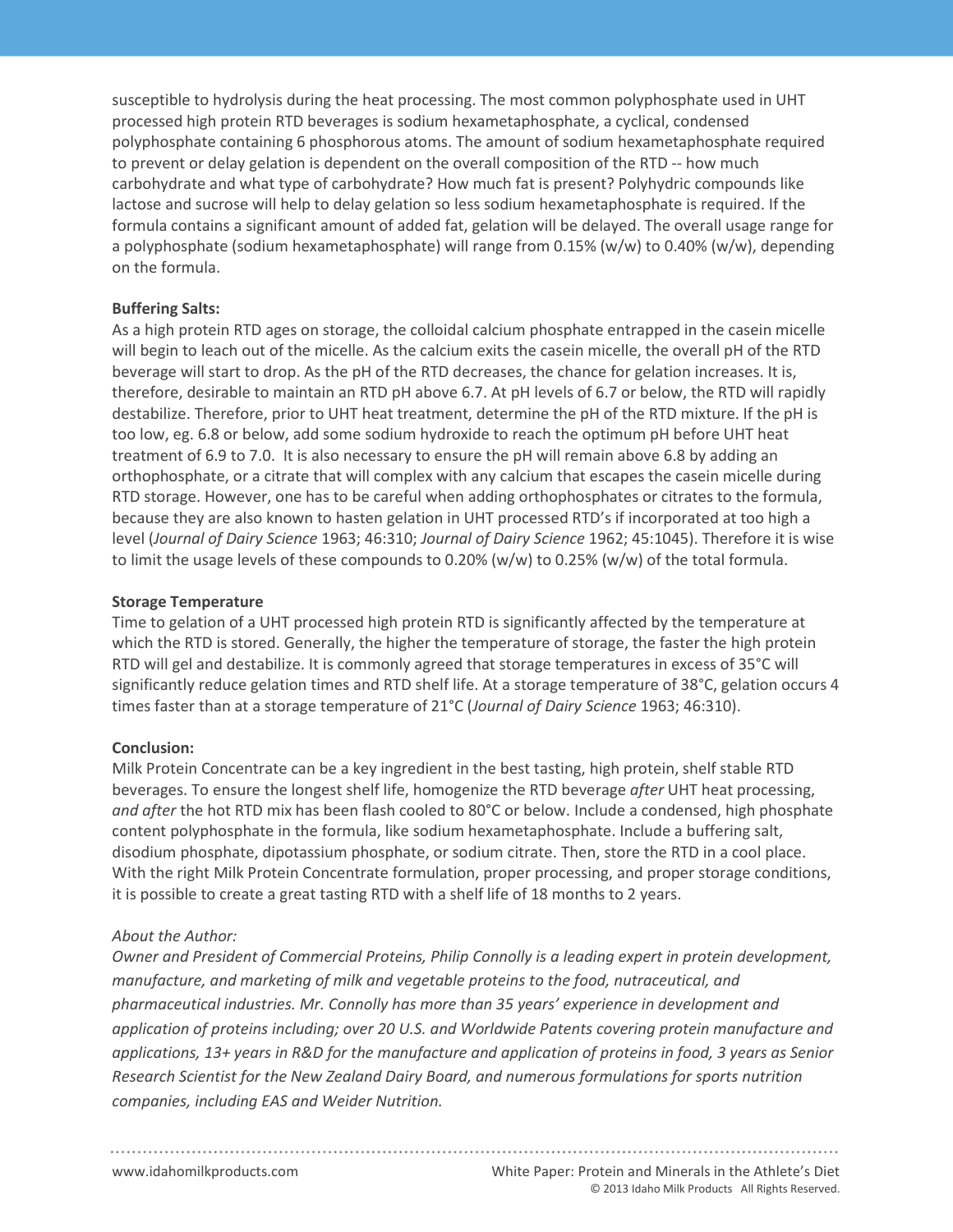susceptible to hydrolysis during the heat processing. The most common polyphosphate used in UHT processed high protein RTD beverages is sodium hexametaphosphate, a cyclical, condensed polyphosphate containing 6 phosphorous atoms. The amount of sodium hexametaphosphate required to prevent or delay gelation is dependent on the overall composition of the RTD -- how much carbohydrate and what type of carbohydrate? How much fat is present? Polyhydric compounds like lactose and sucrose will help to delay gelation so less sodium hexametaphosphate is required. If the formula contains a significant amount of added fat, gelation will be delayed. The overall usage range for a polyphosphate (sodium hexametaphosphate) will range from 0.15% (w/w) to 0.40% (w/w), depending on the formula.

**Buffering Salts:**

As a high protein RTD ages on storage, the colloidal calcium phosphate entrapped in the casein micelle will begin to leach out of the micelle. As the calcium exits the casein micelle, the overall pH of the RTD beverage will start to drop. As the pH of the RTD decreases, the chance for gelation increases. It is, therefore, desirable to maintain an RTD pH above 6.7. At pH levels of 6.7 or below, the RTD will rapidly destabilize. Therefore, prior to UHT heat treatment, determine the pH of the RTD mixture. If the pH is too low, eg. 6.8 or below, add some sodium hydroxide to reach the optimum pH before UHT heat treatment of 6.9 to 7.0. It is also necessary to ensure the pH will remain above 6.8 by adding an orthophosphate, or a citrate that will complex with any calcium that escapes the casein micelle during RTD storage. However, one has to be careful when adding orthophosphates or citrates to the formula, because they are also known to hasten gelation in UHT processed RTD's if incorporated at too high a level (*Journal of Dairy Science* 1963; 46:310; *Journal of Dairy Science* 1962; 45:1045). Therefore it is wise to limit the usage levels of these compounds to 0.20% (w/w) to 0.25% (w/w) of the total formula.

**Storage Temperature**

Time to gelation of a UHT processed high protein RTD is significantly affected by the temperature at which the RTD is stored. Generally, the higher the temperature of storage, the faster the high protein RTD will gel and destabilize. It is commonly agreed that storage temperatures in excess of 35°C will significantly reduce gelation times and RTD shelf life. At a storage temperature of 38°C, gelation occurs 4 times faster than at a storage temperature of 21°C (*Journal of Dairy Science* 1963; 46:310).

**Conclusion:**

Milk Protein Concentrate can be a key ingredient in the best tasting, high protein, shelf stable RTD beverages. To ensure the longest shelf life, homogenize the RTD beverage *after* UHT heat processing, *and after* the hot RTD mix has been flash cooled to 80°C or below. Include a condensed, high phosphate content polyphosphate in the formula, like sodium hexametaphosphate. Include a buffering salt, disodium phosphate, dipotassium phosphate, or sodium citrate. Then, store the RTD in a cool place. With the right Milk Protein Concentrate formulation, proper processing, and proper storage conditions, it is possible to create a great tasting RTD with a shelf life of 18 months to 2 years.

*About the Author:*

*Owner and President of Commercial Proteins, Philip Connolly is a leading expert in protein development, manufacture, and marketing of milk and vegetable proteins to the food, nutraceutical, and pharmaceutical industries. Mr. Connolly has more than 35 years' experience in development and application of proteins including; over 20 U.S. and Worldwide Patents covering protein manufacture and applications, 13+ years in R&D for the manufacture and application of proteins in food, 3 years as Senior Research Scientist for the New Zealand Dairy Board, and numerous formulations for sports nutrition companies, including EAS and Weider Nutrition.*